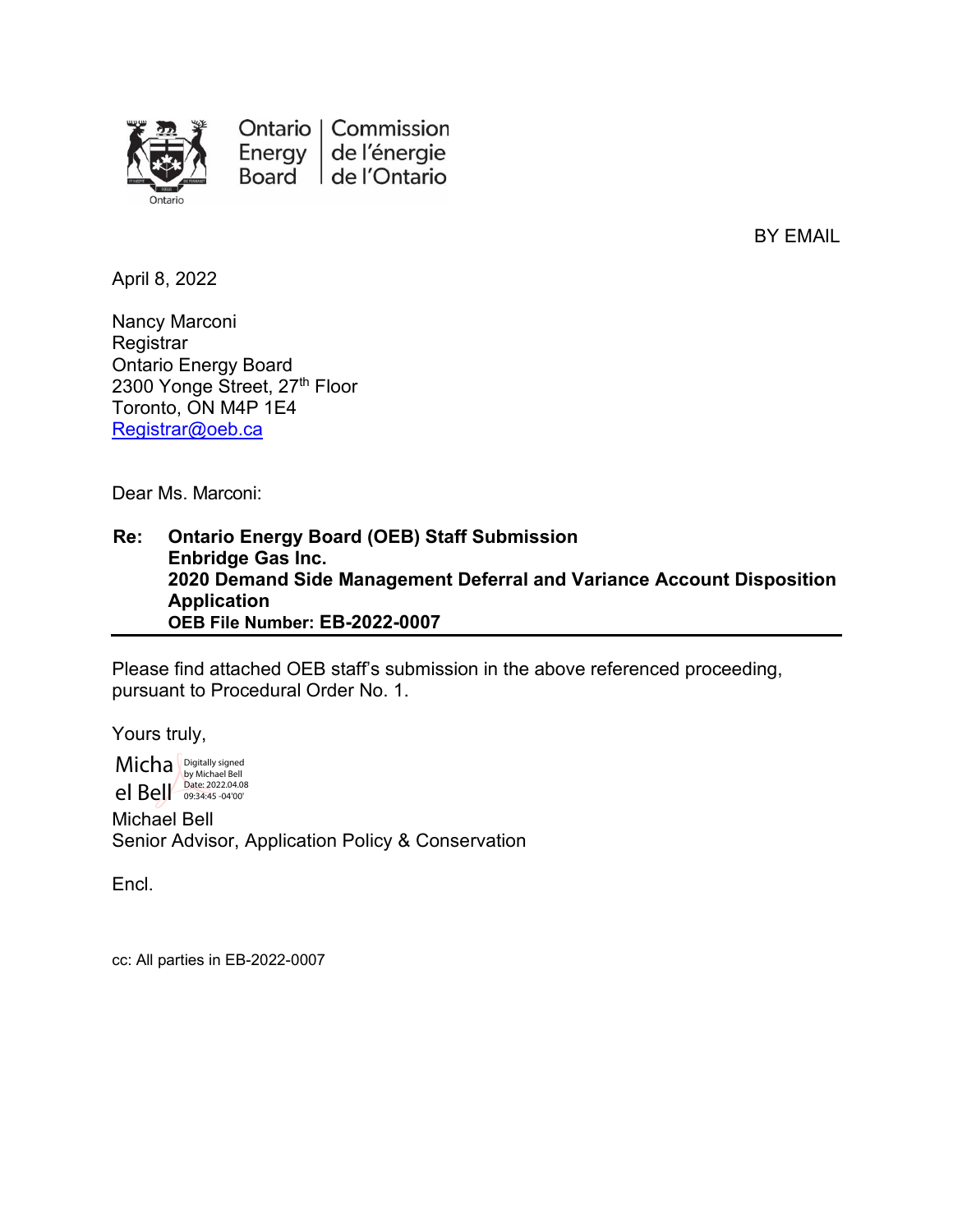Ontario Energy Board | Commission de l'énergie de l'Ontario

BY EMAIL

April 8, 2022

Nancy Marconi
Registrar
Ontario Energy Board
2300 Yonge Street, 27th Floor
Toronto, ON M4P 1E4
Registrar@oeb.ca

Dear Ms. Marconi:

**Re: Ontario Energy Board (OEB) Staff Submission**
**Enbridge Gas Inc.**
**2020 Demand Side Management Deferral and Variance Account Disposition Application**
**OEB File Number: EB-2022-0007**

---

Please find attached OEB staff's submission in the above referenced proceeding, pursuant to Procedural Order No. 1.

Yours truly,

Michael Bell
Digitally signed by Michael Bell
Date: 2022.04.08 09:34:45 -04'00'

Michael Bell
Senior Advisor, Application Policy & Conservation

Encl.

cc: All parties in EB-2022-0007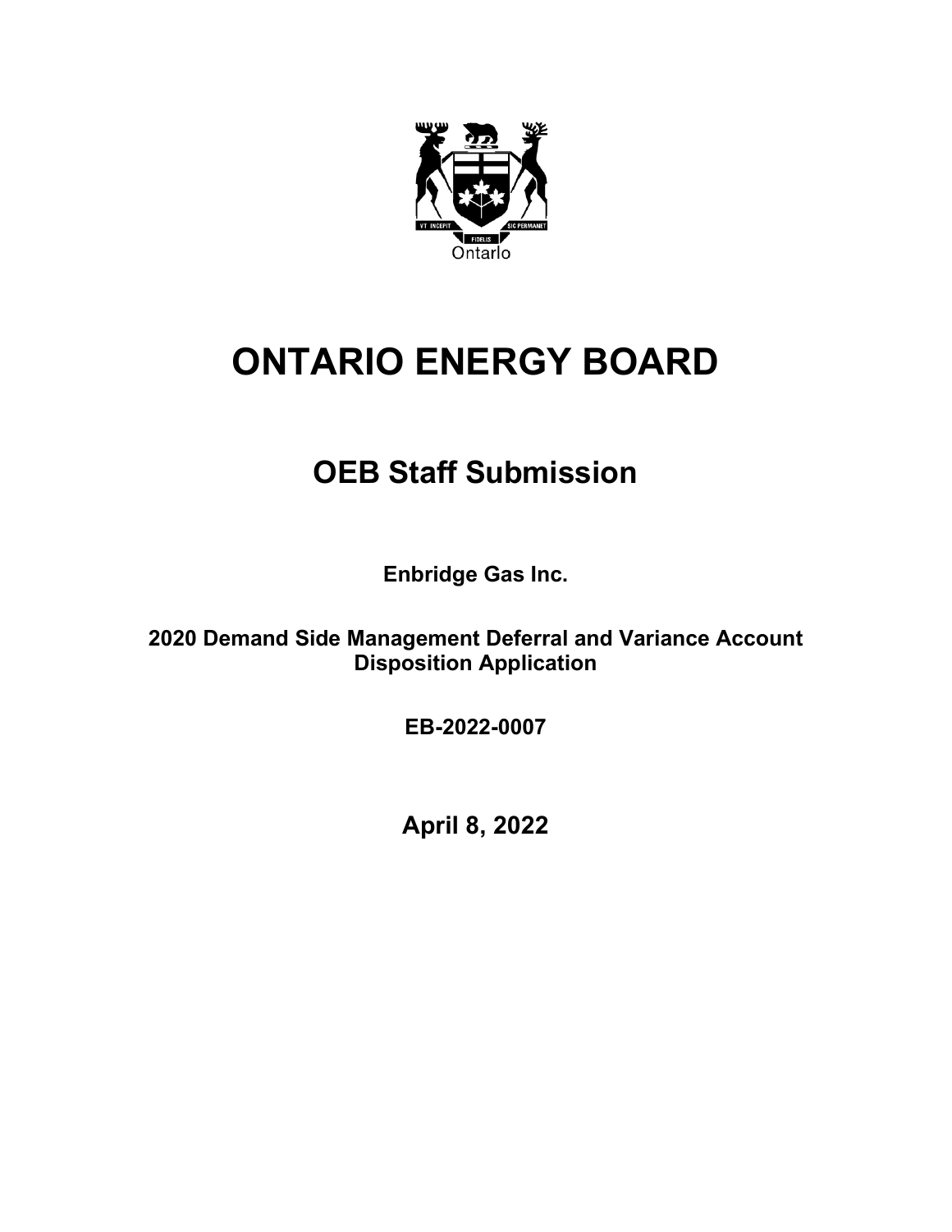# ONTARIO ENERGY BOARD

## OEB Staff Submission

**Enbridge Gas Inc.**

**2020 Demand Side Management Deferral and Variance Account Disposition Application**

**EB-2022-0007**

**April 8, 2022**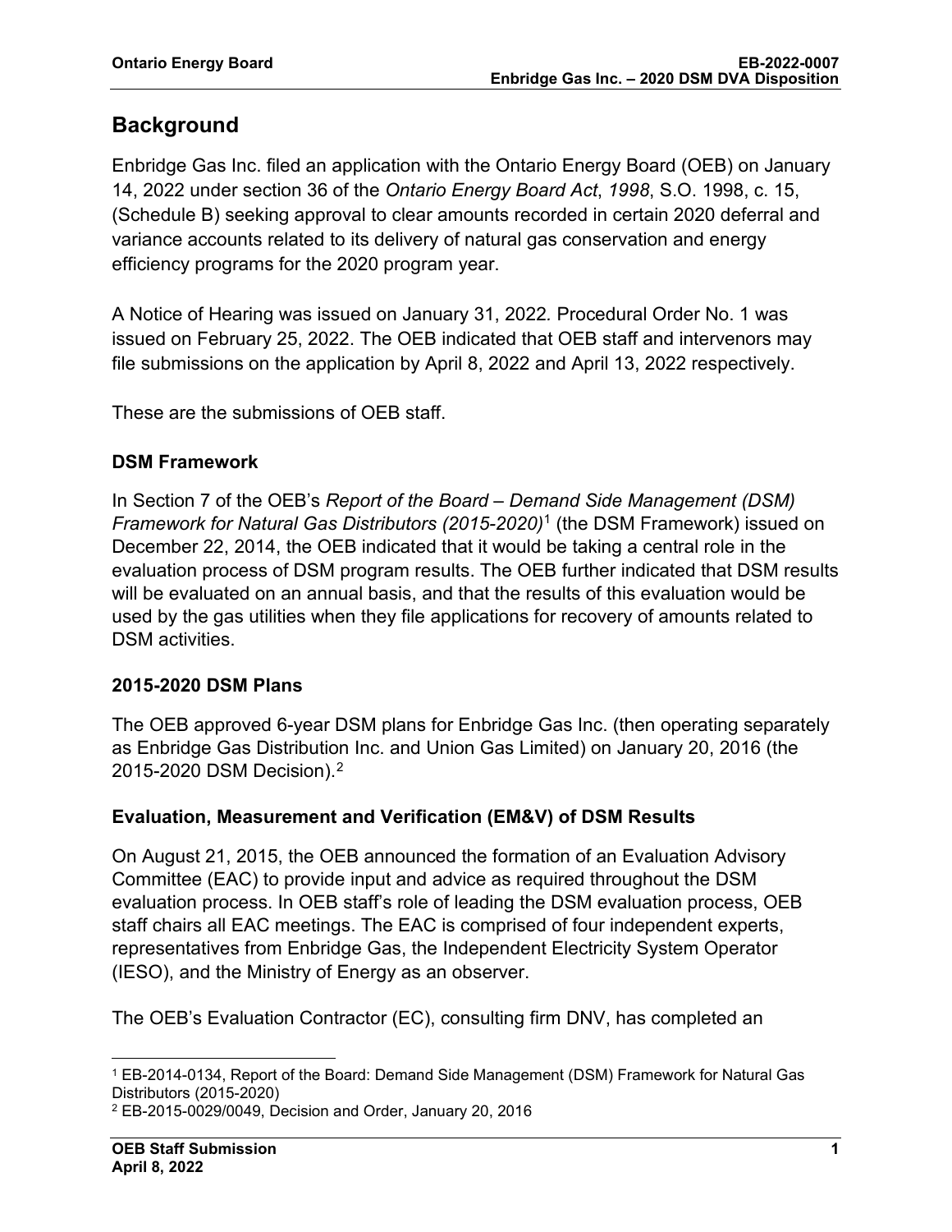## Background

Enbridge Gas Inc. filed an application with the Ontario Energy Board (OEB) on January 14, 2022 under section 36 of the *Ontario Energy Board Act*, *1998*, S.O. 1998, c. 15, (Schedule B) seeking approval to clear amounts recorded in certain 2020 deferral and variance accounts related to its delivery of natural gas conservation and energy efficiency programs for the 2020 program year.

A Notice of Hearing was issued on January 31, 2022. Procedural Order No. 1 was issued on February 25, 2022. The OEB indicated that OEB staff and intervenors may file submissions on the application by April 8, 2022 and April 13, 2022 respectively.

These are the submissions of OEB staff.

### DSM Framework

In Section 7 of the OEB's *Report of the Board – Demand Side Management (DSM) Framework for Natural Gas Distributors (2015-2020)*[1] (the DSM Framework) issued on December 22, 2014, the OEB indicated that it would be taking a central role in the evaluation process of DSM program results. The OEB further indicated that DSM results will be evaluated on an annual basis, and that the results of this evaluation would be used by the gas utilities when they file applications for recovery of amounts related to DSM activities.

### 2015-2020 DSM Plans

The OEB approved 6-year DSM plans for Enbridge Gas Inc. (then operating separately as Enbridge Gas Distribution Inc. and Union Gas Limited) on January 20, 2016 (the 2015-2020 DSM Decision).[2]

### Evaluation, Measurement and Verification (EM&V) of DSM Results

On August 21, 2015, the OEB announced the formation of an Evaluation Advisory Committee (EAC) to provide input and advice as required throughout the DSM evaluation process. In OEB staff's role of leading the DSM evaluation process, OEB staff chairs all EAC meetings. The EAC is comprised of four independent experts, representatives from Enbridge Gas, the Independent Electricity System Operator (IESO), and the Ministry of Energy as an observer.

The OEB's Evaluation Contractor (EC), consulting firm DNV, has completed an

[1] EB-2014-0134, Report of the Board: Demand Side Management (DSM) Framework for Natural Gas Distributors (2015-2020)

[2] EB-2015-0029/0049, Decision and Order, January 20, 2016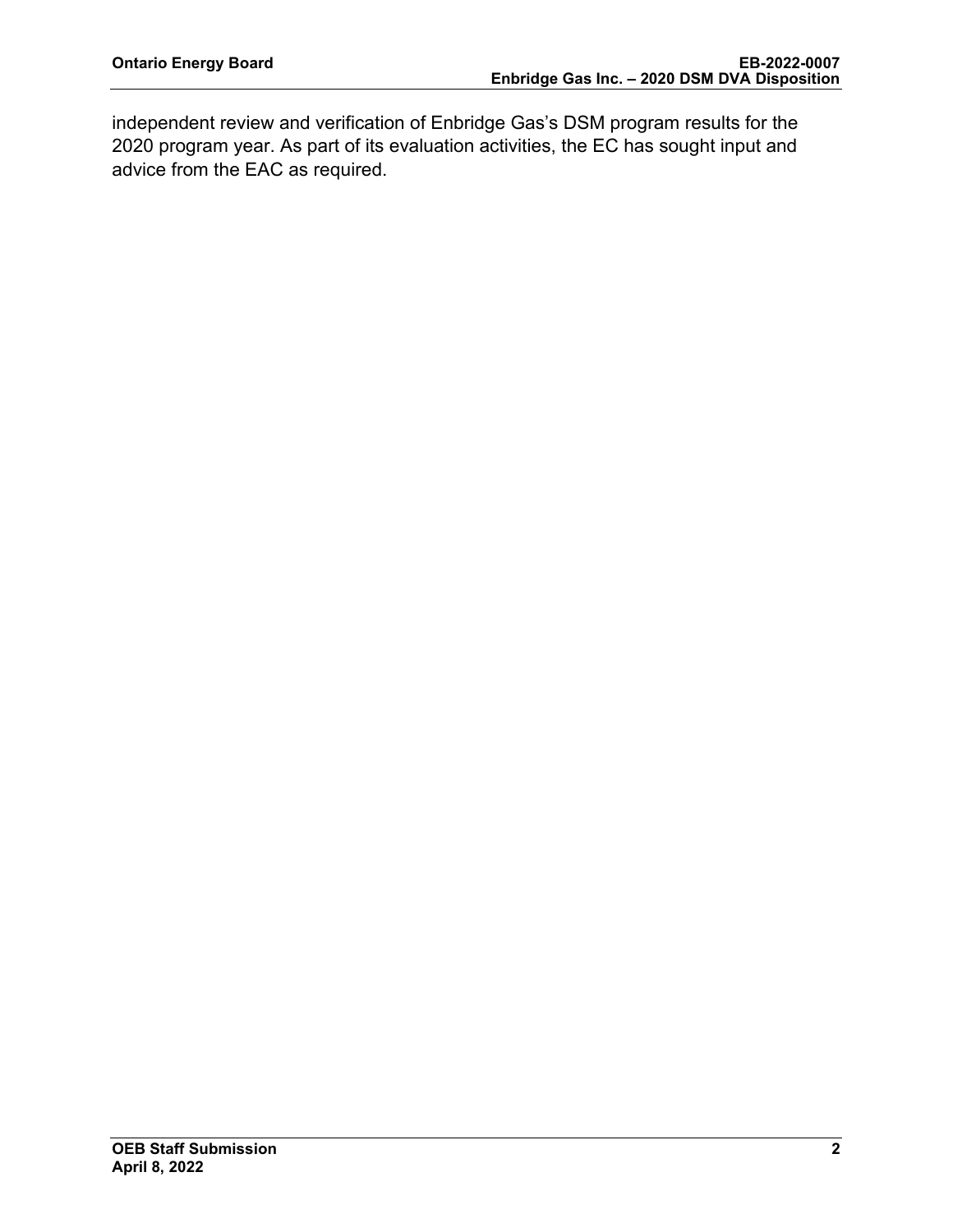independent review and verification of Enbridge Gas's DSM program results for the 2020 program year. As part of its evaluation activities, the EC has sought input and advice from the EAC as required.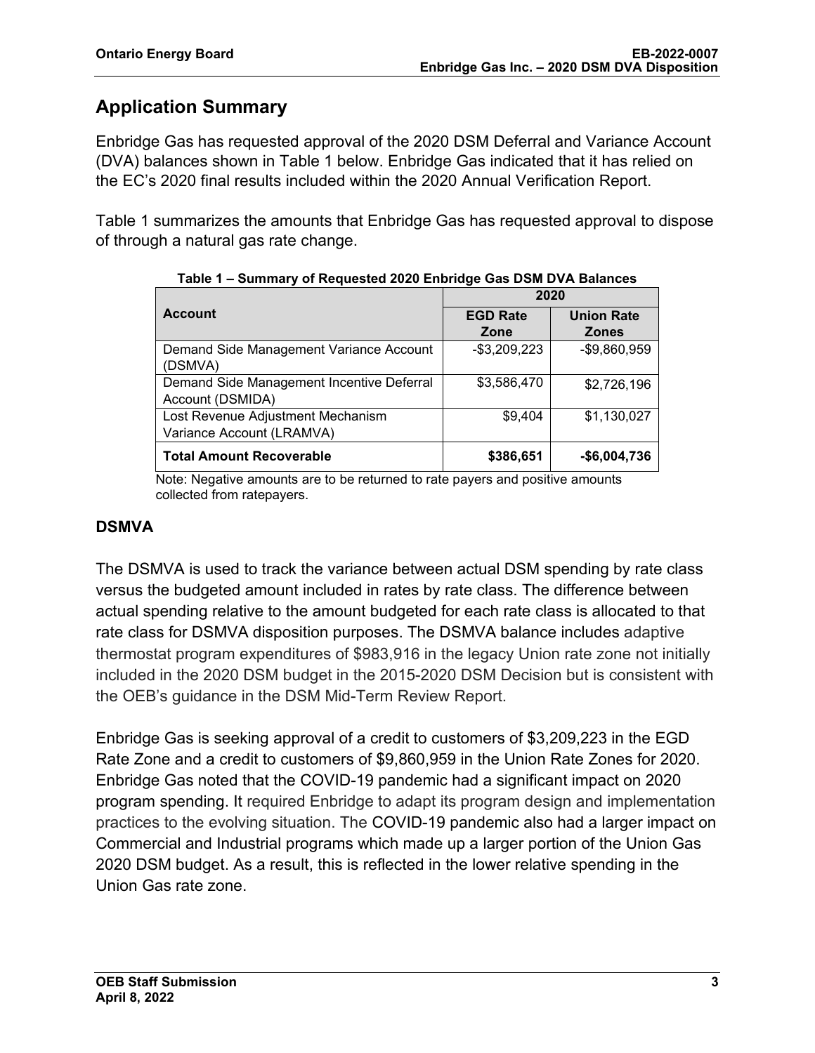## Application Summary

Enbridge Gas has requested approval of the 2020 DSM Deferral and Variance Account (DVA) balances shown in Table 1 below. Enbridge Gas indicated that it has relied on the EC's 2020 final results included within the 2020 Annual Verification Report.

Table 1 summarizes the amounts that Enbridge Gas has requested approval to dispose of through a natural gas rate change.

**Table 1 – Summary of Requested 2020 Enbridge Gas DSM DVA Balances**

| Account | 2020 | |
|---|---|---|
| | **EGD Rate Zone** | **Union Rate Zones** |
| Demand Side Management Variance Account (DSMVA) | -$3,209,223 | -$9,860,959 |
| Demand Side Management Incentive Deferral Account (DSMIDA) | $3,586,470 | $2,726,196 |
| Lost Revenue Adjustment Mechanism Variance Account (LRAMVA) | $9,404 | $1,130,027 |
| **Total Amount Recoverable** | **$386,651** | **-$6,004,736** |

Note: Negative amounts are to be returned to rate payers and positive amounts collected from ratepayers.

### DSMVA

The DSMVA is used to track the variance between actual DSM spending by rate class versus the budgeted amount included in rates by rate class. The difference between actual spending relative to the amount budgeted for each rate class is allocated to that rate class for DSMVA disposition purposes. The DSMVA balance includes adaptive thermostat program expenditures of $983,916 in the legacy Union rate zone not initially included in the 2020 DSM budget in the 2015-2020 DSM Decision but is consistent with the OEB's guidance in the DSM Mid-Term Review Report.

Enbridge Gas is seeking approval of a credit to customers of $3,209,223 in the EGD Rate Zone and a credit to customers of $9,860,959 in the Union Rate Zones for 2020. Enbridge Gas noted that the COVID-19 pandemic had a significant impact on 2020 program spending. It required Enbridge to adapt its program design and implementation practices to the evolving situation. The COVID-19 pandemic also had a larger impact on Commercial and Industrial programs which made up a larger portion of the Union Gas 2020 DSM budget. As a result, this is reflected in the lower relative spending in the Union Gas rate zone.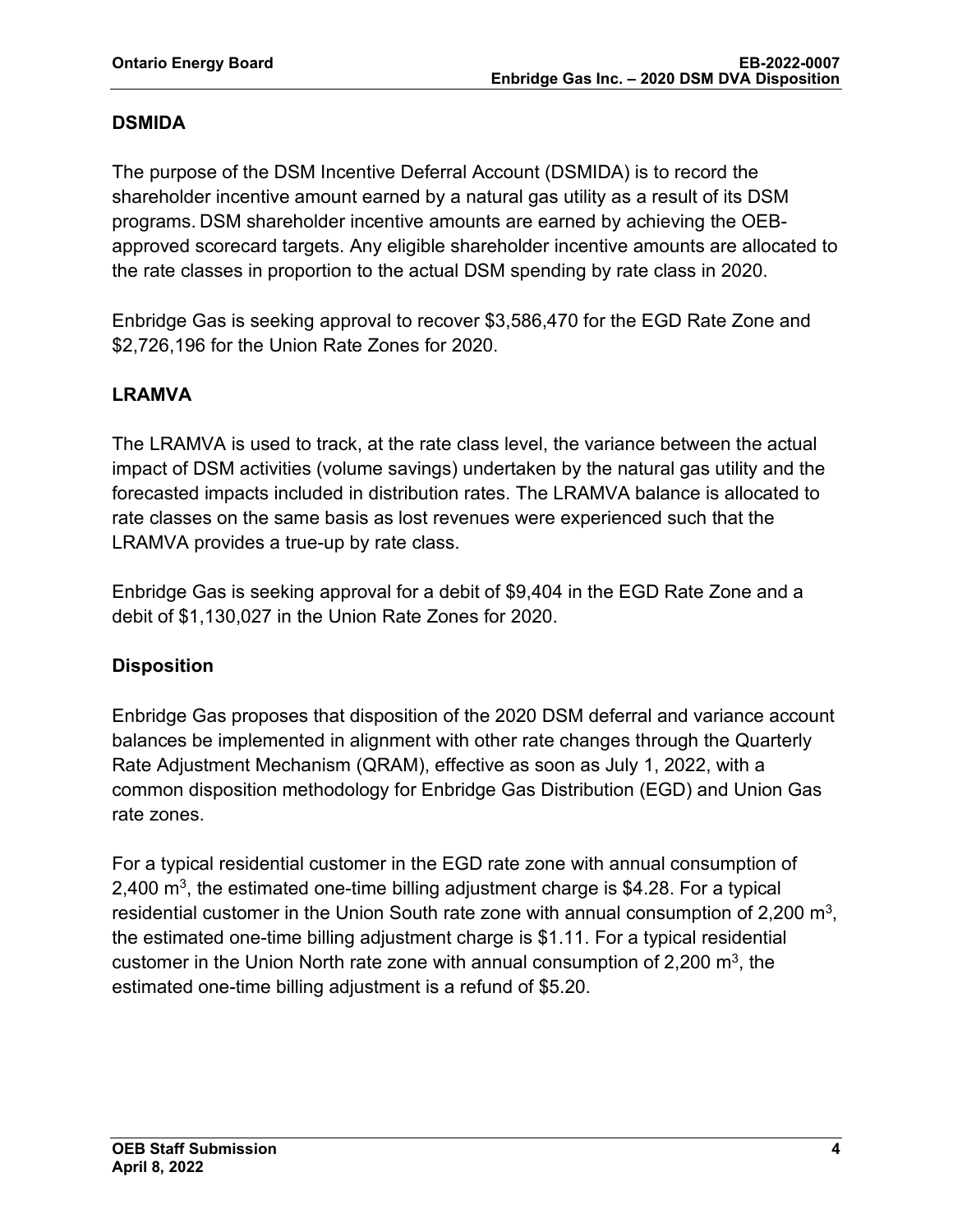## DSMIDA

The purpose of the DSM Incentive Deferral Account (DSMIDA) is to record the shareholder incentive amount earned by a natural gas utility as a result of its DSM programs. DSM shareholder incentive amounts are earned by achieving the OEB-approved scorecard targets. Any eligible shareholder incentive amounts are allocated to the rate classes in proportion to the actual DSM spending by rate class in 2020.

Enbridge Gas is seeking approval to recover $3,586,470 for the EGD Rate Zone and $2,726,196 for the Union Rate Zones for 2020.

## LRAMVA

The LRAMVA is used to track, at the rate class level, the variance between the actual impact of DSM activities (volume savings) undertaken by the natural gas utility and the forecasted impacts included in distribution rates. The LRAMVA balance is allocated to rate classes on the same basis as lost revenues were experienced such that the LRAMVA provides a true-up by rate class.

Enbridge Gas is seeking approval for a debit of $9,404 in the EGD Rate Zone and a debit of $1,130,027 in the Union Rate Zones for 2020.

## Disposition

Enbridge Gas proposes that disposition of the 2020 DSM deferral and variance account balances be implemented in alignment with other rate changes through the Quarterly Rate Adjustment Mechanism (QRAM), effective as soon as July 1, 2022, with a common disposition methodology for Enbridge Gas Distribution (EGD) and Union Gas rate zones.

For a typical residential customer in the EGD rate zone with annual consumption of 2,400 $m^3$, the estimated one-time billing adjustment charge is $4.28. For a typical residential customer in the Union South rate zone with annual consumption of 2,200 $m^3$, the estimated one-time billing adjustment charge is $1.11. For a typical residential customer in the Union North rate zone with annual consumption of 2,200 $m^3$, the estimated one-time billing adjustment is a refund of $5.20.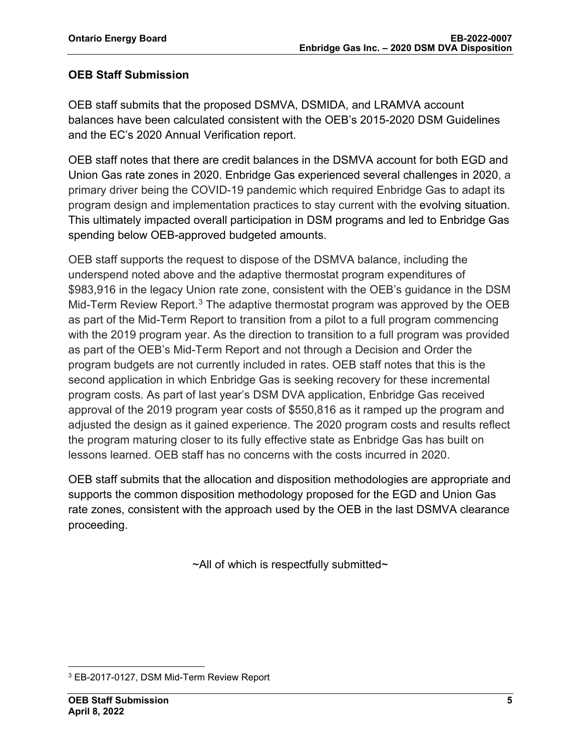**OEB Staff Submission**

OEB staff submits that the proposed DSMVA, DSMIDA, and LRAMVA account balances have been calculated consistent with the OEB's 2015-2020 DSM Guidelines and the EC's 2020 Annual Verification report.

OEB staff notes that there are credit balances in the DSMVA account for both EGD and Union Gas rate zones in 2020. Enbridge Gas experienced several challenges in 2020, a primary driver being the COVID-19 pandemic which required Enbridge Gas to adapt its program design and implementation practices to stay current with the evolving situation. This ultimately impacted overall participation in DSM programs and led to Enbridge Gas spending below OEB-approved budgeted amounts.

OEB staff supports the request to dispose of the DSMVA balance, including the underspend noted above and the adaptive thermostat program expenditures of $983,916 in the legacy Union rate zone, consistent with the OEB's guidance in the DSM Mid-Term Review Report.[3] The adaptive thermostat program was approved by the OEB as part of the Mid-Term Report to transition from a pilot to a full program commencing with the 2019 program year. As the direction to transition to a full program was provided as part of the OEB's Mid-Term Report and not through a Decision and Order the program budgets are not currently included in rates. OEB staff notes that this is the second application in which Enbridge Gas is seeking recovery for these incremental program costs. As part of last year's DSM DVA application, Enbridge Gas received approval of the 2019 program year costs of $550,816 as it ramped up the program and adjusted the design as it gained experience. The 2020 program costs and results reflect the program maturing closer to its fully effective state as Enbridge Gas has built on lessons learned. OEB staff has no concerns with the costs incurred in 2020.

OEB staff submits that the allocation and disposition methodologies are appropriate and supports the common disposition methodology proposed for the EGD and Union Gas rate zones, consistent with the approach used by the OEB in the last DSMVA clearance proceeding.

~All of which is respectfully submitted~

[3] EB-2017-0127, DSM Mid-Term Review Report